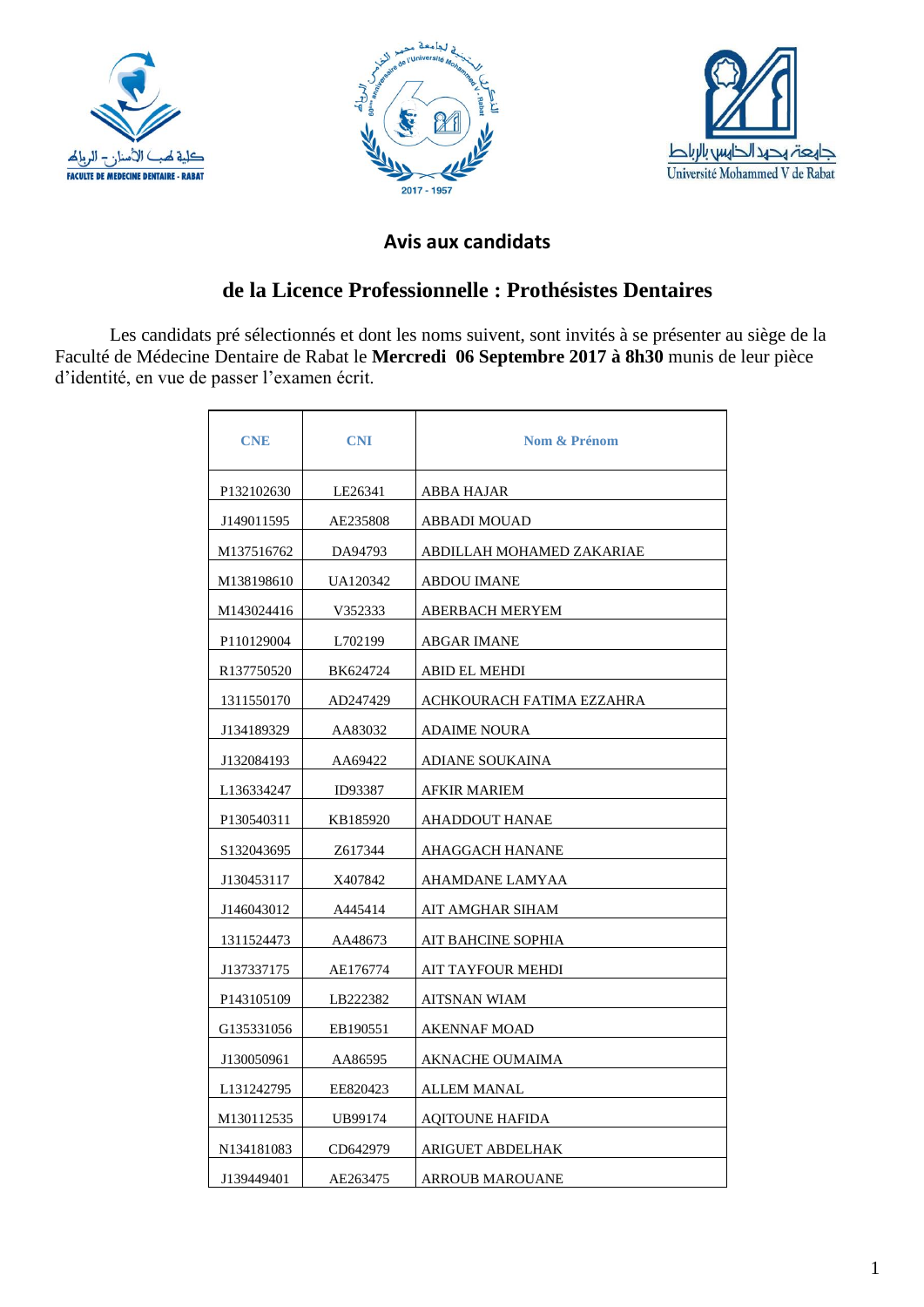# Avis aux candidats

## de la Licence Professionnelle : Prothésistes Dentaires

Les candidats pré sélectionnés et dont les noms suivent, sont invités à se présenter au siège de la Faculté de Médecine Dentaire de Rabat le **Mercredi 06 Septembre 2017 à 8h30** munis de leur pièce d'identité, en vue de passer l'examen écrit.

| CNE | CNI | Nom & Prénom |
|---|---|---|
| P132102630 | LE26341 | ABBA HAJAR |
| J149011595 | AE235808 | ABBADI MOUAD |
| M137516762 | DA94793 | ABDILLAH MOHAMED ZAKARIAE |
| M138198610 | UA120342 | ABDOU IMANE |
| M143024416 | V352333 | ABERBACH MERYEM |
| P110129004 | L702199 | ABGAR IMANE |
| R137750520 | BK624724 | ABID EL MEHDI |
| 1311550170 | AD247429 | ACHKOURACH FATIMA EZZAHRA |
| J134189329 | AA83032 | ADAIME NOURA |
| J132084193 | AA69422 | ADIANE SOUKAINA |
| L136334247 | ID93387 | AFKIR MARIEM |
| P130540311 | KB185920 | AHADDOUT HANAE |
| S132043695 | Z617344 | AHAGGACH HANANE |
| J130453117 | X407842 | AHAMDANE LAMYAA |
| J146043012 | A445414 | AIT AMGHAR SIHAM |
| 1311524473 | AA48673 | AIT BAHCINE SOPHIA |
| J137337175 | AE176774 | AIT TAYFOUR MEHDI |
| P143105109 | LB222382 | AITSNAN WIAM |
| G135331056 | EB190551 | AKENNAF MOAD |
| J130050961 | AA86595 | AKNACHE OUMAIMA |
| L131242795 | EE820423 | ALLEM MANAL |
| M130112535 | UB99174 | AQITOUNE HAFIDA |
| N134181083 | CD642979 | ARIGUET ABDELHAK |
| J139449401 | AE263475 | ARROUB MAROUANE |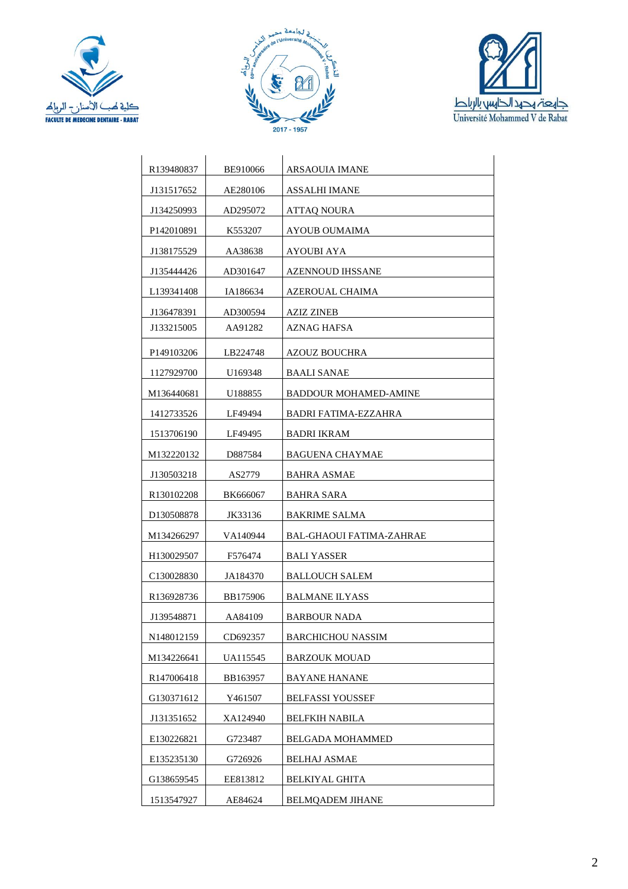| | | |
|---|---|---|
| R139480837 | BE910066 | ARSAOUIA IMANE |
| J131517652 | AE280106 | ASSALHI IMANE |
| J134250993 | AD295072 | ATTAQ NOURA |
| P142010891 | K553207 | AYOUB OUMAIMA |
| J138175529 | AA38638 | AYOUBI AYA |
| J135444426 | AD301647 | AZENNOUD IHSSANE |
| L139341408 | IA186634 | AZEROUAL CHAIMA |
| J136478391 | AD300594 | AZIZ ZINEB |
| J133215005 | AA91282 | AZNAG HAFSA |
| P149103206 | LB224748 | AZOUZ BOUCHRA |
| 1127929700 | U169348 | BAALI SANAE |
| M136440681 | U188855 | BADDOUR MOHAMED-AMINE |
| 1412733526 | LF49494 | BADRI FATIMA-EZZAHRA |
| 1513706190 | LF49495 | BADRI IKRAM |
| M132220132 | D887584 | BAGUENA CHAYMAE |
| J130503218 | AS2779 | BAHRA ASMAE |
| R130102208 | BK666067 | BAHRA SARA |
| D130508878 | JK33136 | BAKRIME SALMA |
| M134266297 | VA140944 | BAL-GHAOUI FATIMA-ZAHRAE |
| H130029507 | F576474 | BALI YASSER |
| C130028830 | JA184370 | BALLOUCH SALEM |
| R136928736 | BB175906 | BALMANE ILYASS |
| J139548871 | AA84109 | BARBOUR NADA |
| N148012159 | CD692357 | BARCHICHOU NASSIM |
| M134226641 | UA115545 | BARZOUK MOUAD |
| R147006418 | BB163957 | BAYANE HANANE |
| G130371612 | Y461507 | BELFASSI YOUSSEF |
| J131351652 | XA124940 | BELFKIH NABILA |
| E130226821 | G723487 | BELGADA MOHAMMED |
| E135235130 | G726926 | BELHAJ ASMAE |
| G138659545 | EE813812 | BELKIYAL GHITA |
| 1513547927 | AE84624 | BELMQADEM JIHANE |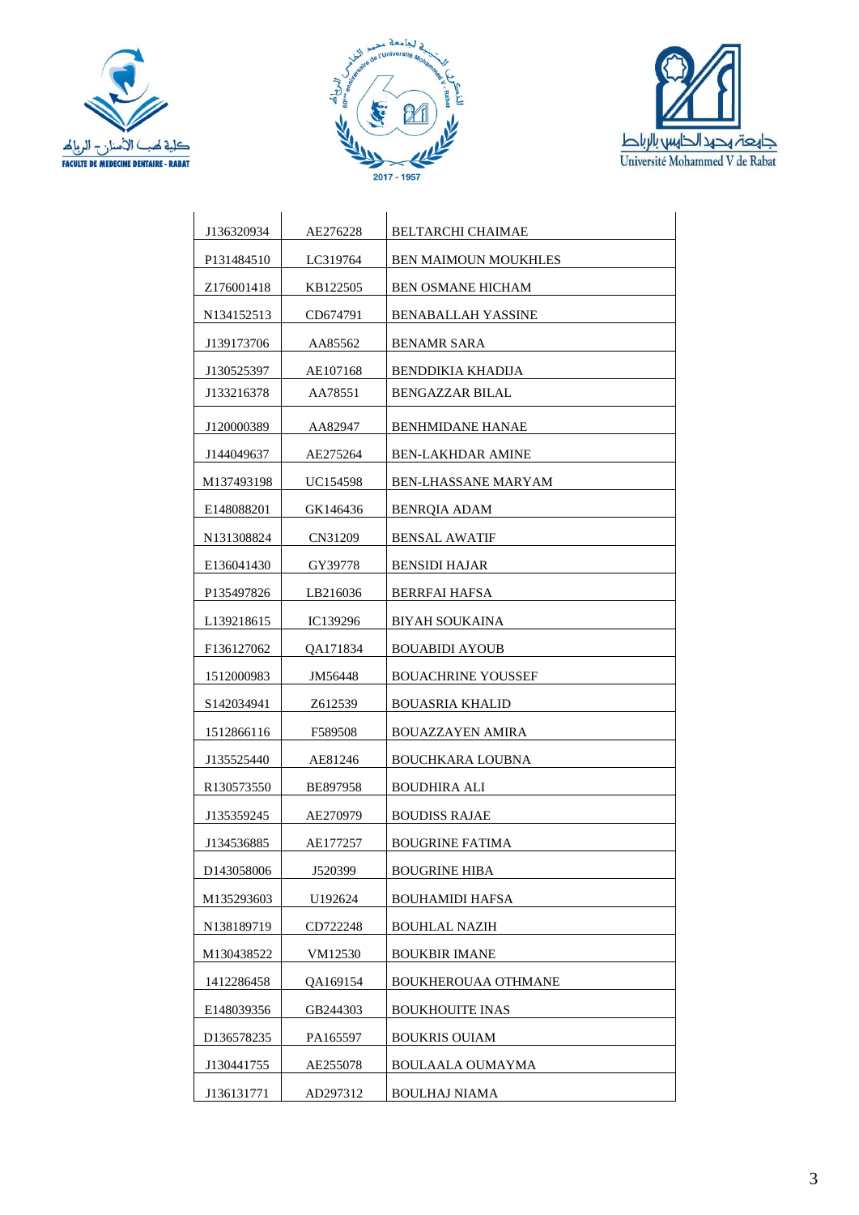| | | |
|---|---|---|
| J136320934 | AE276228 | BELTARCHI CHAIMAE |
| P131484510 | LC319764 | BEN MAIMOUN MOUKHLES |
| Z176001418 | KB122505 | BEN OSMANE HICHAM |
| N134152513 | CD674791 | BENABALLAH YASSINE |
| J139173706 | AA85562 | BENAMR SARA |
| J130525397 | AE107168 | BENDDIKIA KHADIJA |
| J133216378 | AA78551 | BENGAZZAR BILAL |
| J120000389 | AA82947 | BENHMIDANE HANAE |
| J144049637 | AE275264 | BEN-LAKHDAR AMINE |
| M137493198 | UC154598 | BEN-LHASSANE MARYAM |
| E148088201 | GK146436 | BENRQIA ADAM |
| N131308824 | CN31209 | BENSAL AWATIF |
| E136041430 | GY39778 | BENSIDI HAJAR |
| P135497826 | LB216036 | BERRFAI HAFSA |
| L139218615 | IC139296 | BIYAH SOUKAINA |
| F136127062 | QA171834 | BOUABIDI AYOUB |
| 1512000983 | JM56448 | BOUACHRINE YOUSSEF |
| S142034941 | Z612539 | BOUASRIA KHALID |
| 1512866116 | F589508 | BOUAZZAYEN AMIRA |
| J135525440 | AE81246 | BOUCHKARA LOUBNA |
| R130573550 | BE897958 | BOUDHIRA ALI |
| J135359245 | AE270979 | BOUDISS RAJAE |
| J134536885 | AE177257 | BOUGRINE FATIMA |
| D143058006 | J520399 | BOUGRINE HIBA |
| M135293603 | U192624 | BOUHAMIDI HAFSA |
| N138189719 | CD722248 | BOUHLAL NAZIH |
| M130438522 | VM12530 | BOUKBIR IMANE |
| 1412286458 | QA169154 | BOUKHEROUAA OTHMANE |
| E148039356 | GB244303 | BOUKHOUITE INAS |
| D136578235 | PA165597 | BOUKRIS OUIAM |
| J130441755 | AE255078 | BOULAALA OUMAYMA |
| J136131771 | AD297312 | BOULHAJ NIAMA |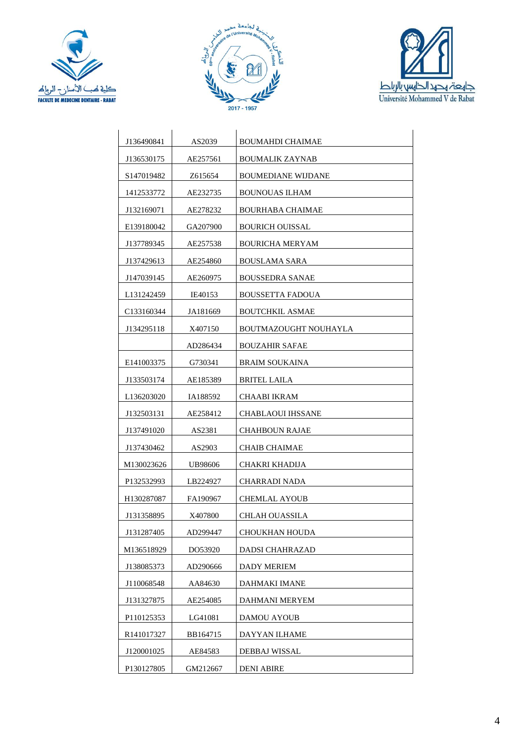| | | |
|---|---|---|
| J136490841 | AS2039 | BOUMAHDI CHAIMAE |
| J136530175 | AE257561 | BOUMALIK ZAYNAB |
| S147019482 | Z615654 | BOUMEDIANE WIJDANE |
| 1412533772 | AE232735 | BOUNOUAS ILHAM |
| J132169071 | AE278232 | BOURHABA CHAIMAE |
| E139180042 | GA207900 | BOURICH OUISSAL |
| J137789345 | AE257538 | BOURICHA MERYAM |
| J137429613 | AE254860 | BOUSLAMA SARA |
| J147039145 | AE260975 | BOUSSEDRA SANAE |
| L131242459 | IE40153 | BOUSSETTA FADOUA |
| C133160344 | JA181669 | BOUTCHKIL ASMAE |
| J134295118 | X407150 | BOUTMAZOUGHT NOUHAYLA |
| | AD286434 | BOUZAHIR SAFAE |
| E141003375 | G730341 | BRAIM SOUKAINA |
| J133503174 | AE185389 | BRITEL LAILA |
| L136203020 | IA188592 | CHAABI IKRAM |
| J132503131 | AE258412 | CHABLAOUI IHSSANE |
| J137491020 | AS2381 | CHAHBOUN RAJAE |
| J137430462 | AS2903 | CHAIB CHAIMAE |
| M130023626 | UB98606 | CHAKRI KHADIJA |
| P132532993 | LB224927 | CHARRADI NADA |
| H130287087 | FA190967 | CHEMLAL AYOUB |
| J131358895 | X407800 | CHLAH OUASSILA |
| J131287405 | AD299447 | CHOUKHAN HOUDA |
| M136518929 | DO53920 | DADSI CHAHRAZAD |
| J138085373 | AD290666 | DADY MERIEM |
| J110068548 | AA84630 | DAHMAKI IMANE |
| J131327875 | AE254085 | DAHMANI MERYEM |
| P110125353 | LG41081 | DAMOU AYOUB |
| R141017327 | BB164715 | DAYYAN ILHAME |
| J120001025 | AE84583 | DEBBAJ WISSAL |
| P130127805 | GM212667 | DENI ABIRE |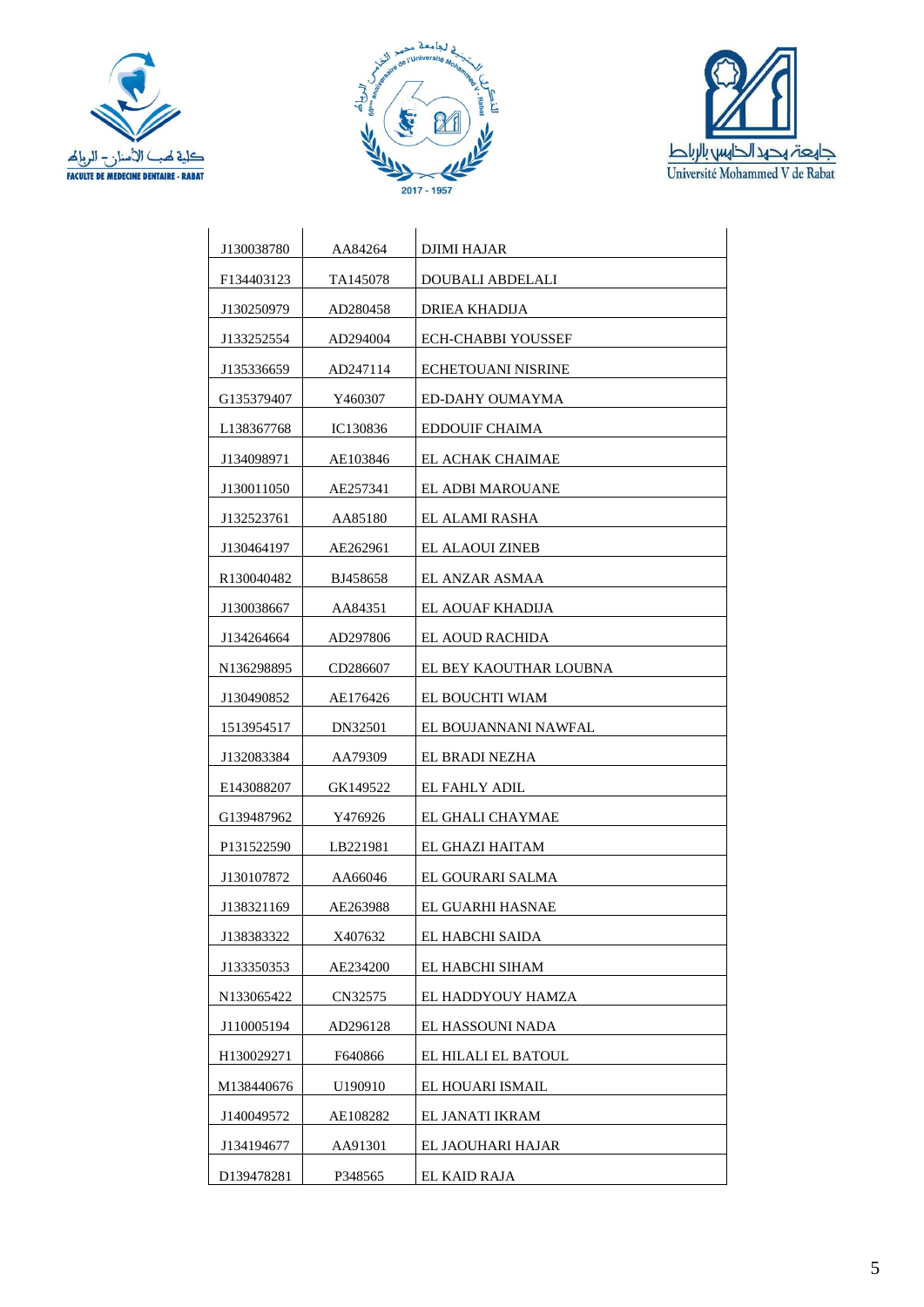| | | |
|---|---|---|
| J130038780 | AA84264 | DJIMI HAJAR |
| F134403123 | TA145078 | DOUBALI ABDELALI |
| J130250979 | AD280458 | DRIEA KHADIJA |
| J133252554 | AD294004 | ECH-CHABBI YOUSSEF |
| J135336659 | AD247114 | ECHETOUANI NISRINE |
| G135379407 | Y460307 | ED-DAHY OUMAYMA |
| L138367768 | IC130836 | EDDOUIF CHAIMA |
| J134098971 | AE103846 | EL ACHAK CHAIMAE |
| J130011050 | AE257341 | EL ADBI MAROUANE |
| J132523761 | AA85180 | EL ALAMI RASHA |
| J130464197 | AE262961 | EL ALAOUI ZINEB |
| R130040482 | BJ458658 | EL ANZAR ASMAA |
| J130038667 | AA84351 | EL AOUAF KHADIJA |
| J134264664 | AD297806 | EL AOUD RACHIDA |
| N136298895 | CD286607 | EL BEY KAOUTHAR LOUBNA |
| J130490852 | AE176426 | EL BOUCHTI WIAM |
| 1513954517 | DN32501 | EL BOUJANNANI NAWFAL |
| J132083384 | AA79309 | EL BRADI NEZHA |
| E143088207 | GK149522 | EL FAHLY ADIL |
| G139487962 | Y476926 | EL GHALI CHAYMAE |
| P131522590 | LB221981 | EL GHAZI HAITAM |
| J130107872 | AA66046 | EL GOURARI SALMA |
| J138321169 | AE263988 | EL GUARHI HASNAE |
| J138383322 | X407632 | EL HABCHI SAIDA |
| J133350353 | AE234200 | EL HABCHI SIHAM |
| N133065422 | CN32575 | EL HADDYOUY HAMZA |
| J110005194 | AD296128 | EL HASSOUNI NADA |
| H130029271 | F640866 | EL HILALI EL BATOUL |
| M138440676 | U190910 | EL HOUARI ISMAIL |
| J140049572 | AE108282 | EL JANATI IKRAM |
| J134194677 | AA91301 | EL JAOUHARI HAJAR |
| D139478281 | P348565 | EL KAID RAJA |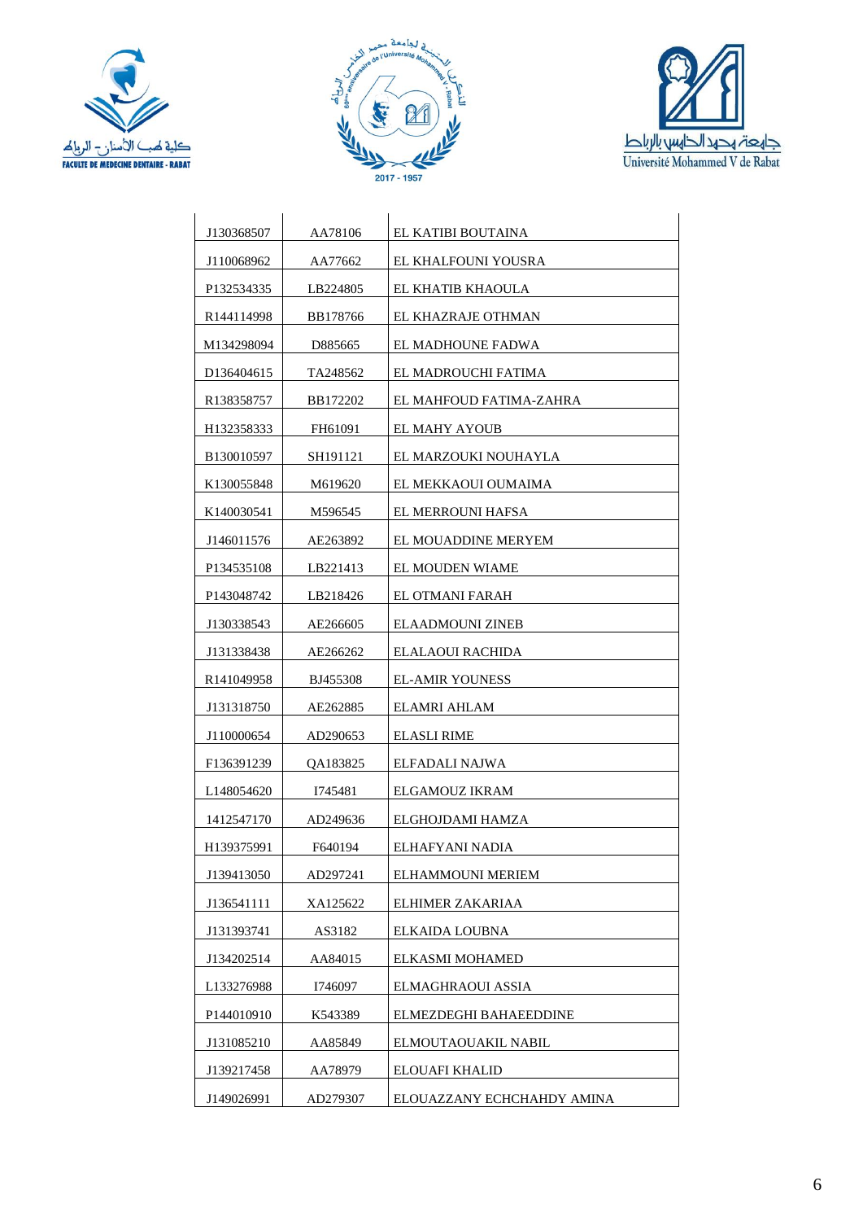| | | |
|---|---|---|
| J130368507 | AA78106 | EL KATIBI BOUTAINA |
| J110068962 | AA77662 | EL KHALFOUNI YOUSRA |
| P132534335 | LB224805 | EL KHATIB KHAOULA |
| R144114998 | BB178766 | EL KHAZRAJE OTHMAN |
| M134298094 | D885665 | EL MADHOUNE FADWA |
| D136404615 | TA248562 | EL MADROUCHI FATIMA |
| R138358757 | BB172202 | EL MAHFOUD FATIMA-ZAHRA |
| H132358333 | FH61091 | EL MAHY AYOUB |
| B130010597 | SH191121 | EL MARZOUKI NOUHAYLA |
| K130055848 | M619620 | EL MEKKAOUI OUMAIMA |
| K140030541 | M596545 | EL MERROUNI HAFSA |
| J146011576 | AE263892 | EL MOUADDINE MERYEM |
| P134535108 | LB221413 | EL MOUDEN WIAME |
| P143048742 | LB218426 | EL OTMANI FARAH |
| J130338543 | AE266605 | ELAADMOUNI ZINEB |
| J131338438 | AE266262 | ELALAOUI RACHIDA |
| R141049958 | BJ455308 | EL-AMIR YOUNESS |
| J131318750 | AE262885 | ELAMRI AHLAM |
| J110000654 | AD290653 | ELASLI RIME |
| F136391239 | QA183825 | ELFADALI NAJWA |
| L148054620 | I745481 | ELGAMOUZ IKRAM |
| 1412547170 | AD249636 | ELGHOJDAMI HAMZA |
| H139375991 | F640194 | ELHAFYANI NADIA |
| J139413050 | AD297241 | ELHAMMOUNI MERIEM |
| J136541111 | XA125622 | ELHIMER ZAKARIAA |
| J131393741 | AS3182 | ELKAIDA LOUBNA |
| J134202514 | AA84015 | ELKASMI MOHAMED |
| L133276988 | I746097 | ELMAGHRAOUI ASSIA |
| P144010910 | K543389 | ELMEZDEGHI BAHAEEDDINE |
| J131085210 | AA85849 | ELMOUTAOUAKIL NABIL |
| J139217458 | AA78979 | ELOUAFI KHALID |
| J149026991 | AD279307 | ELOUAZZANY ECHCHAHDY AMINA |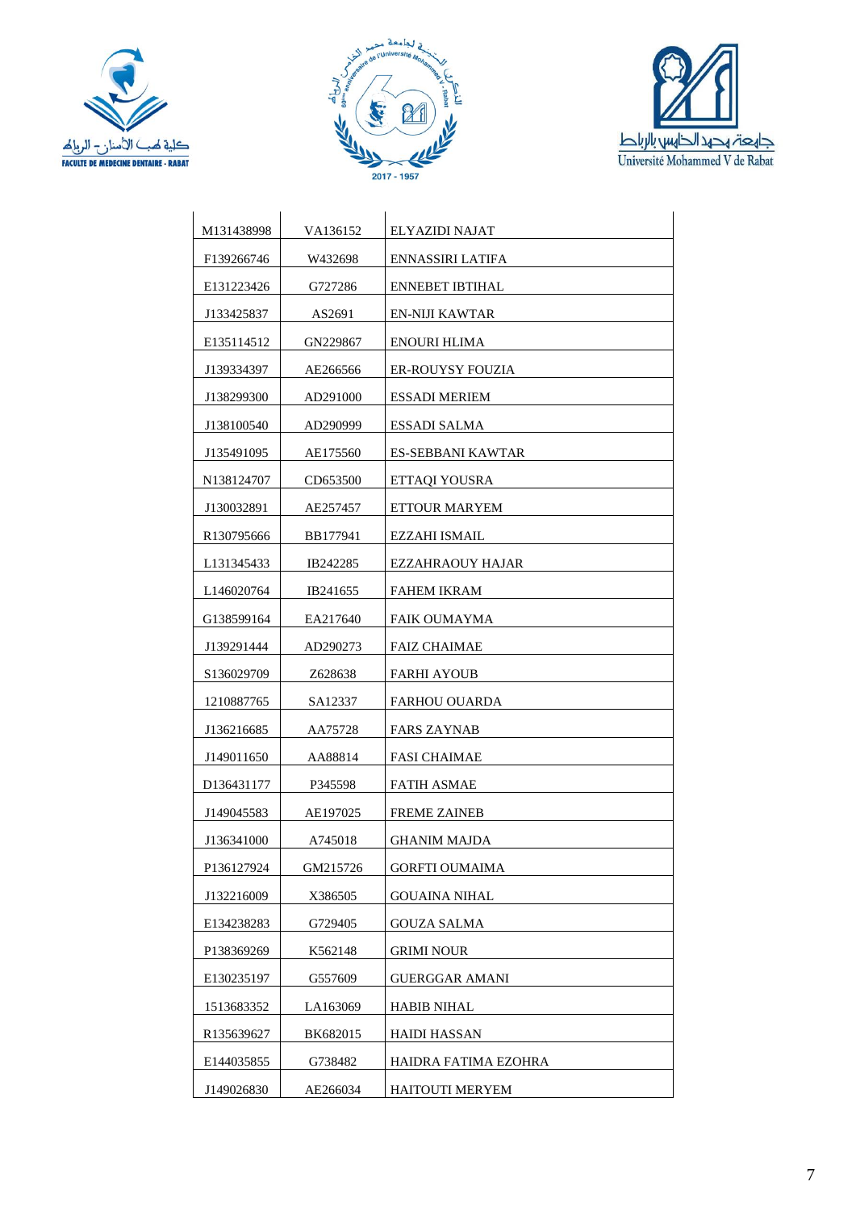| | | |
|---|---|---|
| M131438998 | VA136152 | ELYAZIDI NAJAT |
| F139266746 | W432698 | ENNASSIRI LATIFA |
| E131223426 | G727286 | ENNEBET IBTIHAL |
| J133425837 | AS2691 | EN-NIJI KAWTAR |
| E135114512 | GN229867 | ENOURI HLIMA |
| J139334397 | AE266566 | ER-ROUYSY FOUZIA |
| J138299300 | AD291000 | ESSADI MERIEM |
| J138100540 | AD290999 | ESSADI SALMA |
| J135491095 | AE175560 | ES-SEBBANI KAWTAR |
| N138124707 | CD653500 | ETTAQI YOUSRA |
| J130032891 | AE257457 | ETTOUR MARYEM |
| R130795666 | BB177941 | EZZAHI ISMAIL |
| L131345433 | IB242285 | EZZAHRAOUY HAJAR |
| L146020764 | IB241655 | FAHEM IKRAM |
| G138599164 | EA217640 | FAIK OUMAYMA |
| J139291444 | AD290273 | FAIZ CHAIMAE |
| S136029709 | Z628638 | FARHI AYOUB |
| 1210887765 | SA12337 | FARHOU OUARDA |
| J136216685 | AA75728 | FARS ZAYNAB |
| J149011650 | AA88814 | FASI CHAIMAE |
| D136431177 | P345598 | FATIH ASMAE |
| J149045583 | AE197025 | FREME ZAINEB |
| J136341000 | A745018 | GHANIM MAJDA |
| P136127924 | GM215726 | GORFTI OUMAIMA |
| J132216009 | X386505 | GOUAINA NIHAL |
| E134238283 | G729405 | GOUZA SALMA |
| P138369269 | K562148 | GRIMI NOUR |
| E130235197 | G557609 | GUERGGAR AMANI |
| 1513683352 | LA163069 | HABIB NIHAL |
| R135639627 | BK682015 | HAIDI HASSAN |
| E144035855 | G738482 | HAIDRA FATIMA EZOHRA |
| J149026830 | AE266034 | HAITOUTI MERYEM |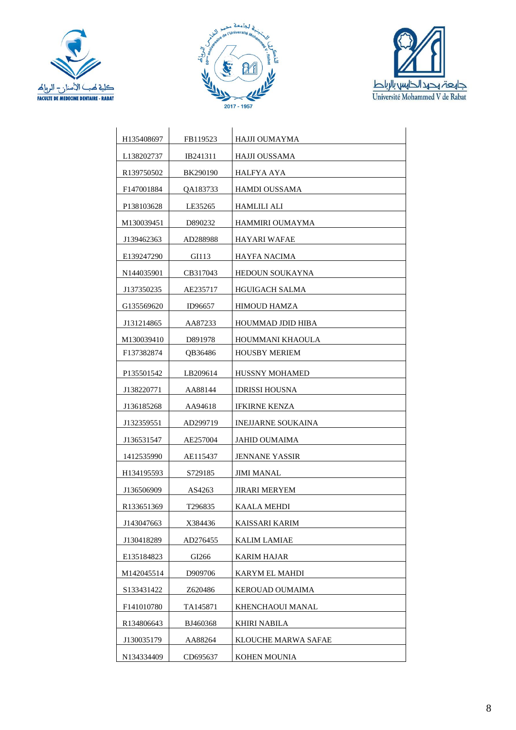| H135408697 | FB119523 | HAJJI OUMAYMA |
|---|---|---|
| L138202737 | IB241311 | HAJJI OUSSAMA |
| R139750502 | BK290190 | HALFYA AYA |
| F147001884 | QA183733 | HAMDI OUSSAMA |
| P138103628 | LE35265 | HAMLILI ALI |
| M130039451 | D890232 | HAMMIRI OUMAYMA |
| J139462363 | AD288988 | HAYARI WAFAE |
| E139247290 | GI113 | HAYFA NACIMA |
| N144035901 | CB317043 | HEDOUN SOUKAYNA |
| J137350235 | AE235717 | HGUIGACH SALMA |
| G135569620 | ID96657 | HIMOUD HAMZA |
| J131214865 | AA87233 | HOUMMAD JDID HIBA |
| M130039410 | D891978 | HOUMMANI KHAOULA |
| F137382874 | QB36486 | HOUSBY MERIEM |
| P135501542 | LB209614 | HUSSNY MOHAMED |
| J138220771 | AA88144 | IDRISSI HOUSNA |
| J136185268 | AA94618 | IFKIRNE KENZA |
| J132359551 | AD299719 | INEJJARNE SOUKAINA |
| J136531547 | AE257004 | JAHID OUMAIMA |
| 1412535990 | AE115437 | JENNANE YASSIR |
| H134195593 | S729185 | JIMI MANAL |
| J136506909 | AS4263 | JIRARI MERYEM |
| R133651369 | T296835 | KAALA MEHDI |
| J143047663 | X384436 | KAISSARI KARIM |
| J130418289 | AD276455 | KALIM LAMIAE |
| E135184823 | GI266 | KARIM HAJAR |
| M142045514 | D909706 | KARYM EL MAHDI |
| S133431422 | Z620486 | KEROUAD OUMAIMA |
| F141010780 | TA145871 | KHENCHAOUI MANAL |
| R134806643 | BJ460368 | KHIRI NABILA |
| J130035179 | AA88264 | KLOUCHE MARWA SAFAE |
| N134334409 | CD695637 | KOHEN MOUNIA |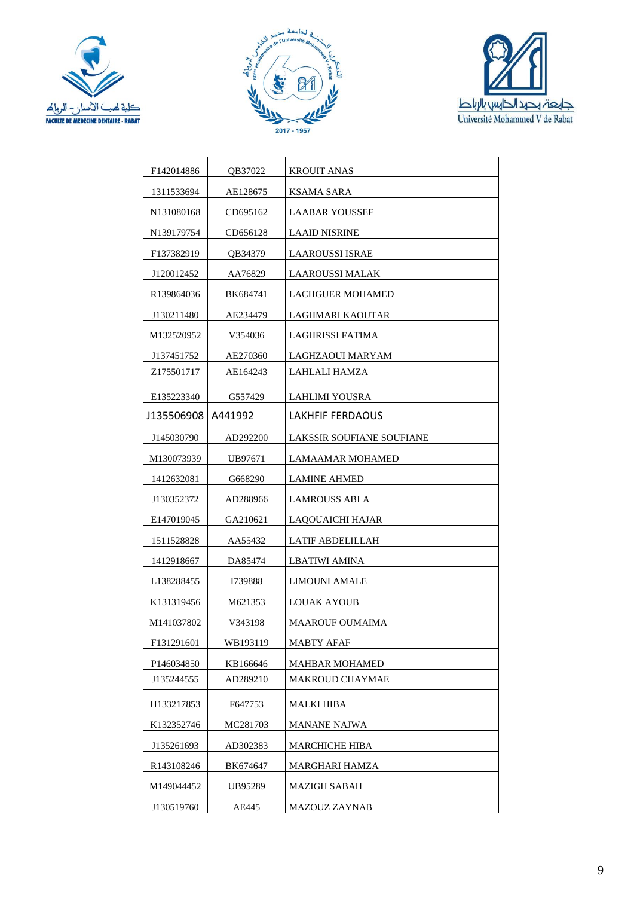| | | |
|---|---|---|
| F142014886 | QB37022 | KROUIT ANAS |
| 1311533694 | AE128675 | KSAMA SARA |
| N131080168 | CD695162 | LAABAR YOUSSEF |
| N139179754 | CD656128 | LAAID NISRINE |
| F137382919 | QB34379 | LAAROUSSI ISRAE |
| J120012452 | AA76829 | LAAROUSSI MALAK |
| R139864036 | BK684741 | LACHGUER MOHAMED |
| J130211480 | AE234479 | LAGHMARI KAOUTAR |
| M132520952 | V354036 | LAGHRISSI FATIMA |
| J137451752 | AE270360 | LAGHZAOUI MARYAM |
| Z175501717 | AE164243 | LAHLALI HAMZA |
| E135223340 | G557429 | LAHLIMI YOUSRA |
| J135506908 | A441992 | LAKHFIF FERDAOUS |
| J145030790 | AD292200 | LAKSSIR SOUFIANE SOUFIANE |
| M130073939 | UB97671 | LAMAAMAR MOHAMED |
| 1412632081 | G668290 | LAMINE AHMED |
| J130352372 | AD288966 | LAMROUSS ABLA |
| E147019045 | GA210621 | LAQOUAICHI HAJAR |
| 1511528828 | AA55432 | LATIF ABDELILLAH |
| 1412918667 | DA85474 | LBATIWI AMINA |
| L138288455 | I739888 | LIMOUNI AMALE |
| K131319456 | M621353 | LOUAK AYOUB |
| M141037802 | V343198 | MAAROUF OUMAIMA |
| F131291601 | WB193119 | MABTY AFAF |
| P146034850 | KB166646 | MAHBAR MOHAMED |
| J135244555 | AD289210 | MAKROUD CHAYMAE |
| H133217853 | F647753 | MALKI HIBA |
| K132352746 | MC281703 | MANANE NAJWA |
| J135261693 | AD302383 | MARCHICHE HIBA |
| R143108246 | BK674647 | MARGHARI HAMZA |
| M149044452 | UB95289 | MAZIGH SABAH |
| J130519760 | AE445 | MAZOUZ ZAYNAB |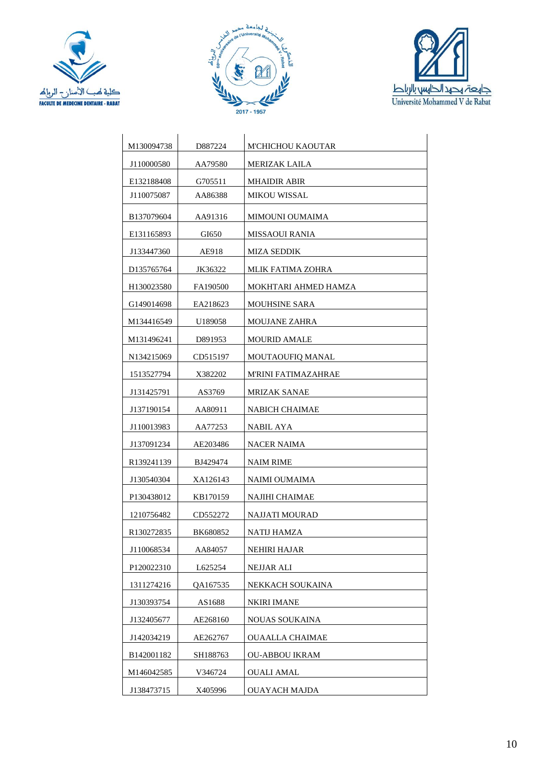| | | |
|---|---|---|
| M130094738 | D887224 | M'CHICHOU KAOUTAR |
| J110000580 | AA79580 | MERIZAK LAILA |
| E132188408 | G705511 | MHAIDIR ABIR |
| J110075087 | AA86388 | MIKOU WISSAL |
| B137079604 | AA91316 | MIMOUNI OUMAIMA |
| E131165893 | GI650 | MISSAOUI RANIA |
| J133447360 | AE918 | MIZA SEDDIK |
| D135765764 | JK36322 | MLIK FATIMA ZOHRA |
| H130023580 | FA190500 | MOKHTARI AHMED HAMZA |
| G149014698 | EA218623 | MOUHSINE SARA |
| M134416549 | U189058 | MOUJANE ZAHRA |
| M131496241 | D891953 | MOURID AMALE |
| N134215069 | CD515197 | MOUTAOUFIQ MANAL |
| 1513527794 | X382202 | M'RINI FATIMAZAHRAE |
| J131425791 | AS3769 | MRIZAK SANAE |
| J137190154 | AA80911 | NABICH CHAIMAE |
| J110013983 | AA77253 | NABIL AYA |
| J137091234 | AE203486 | NACER NAIMA |
| R139241139 | BJ429474 | NAIM RIME |
| J130540304 | XA126143 | NAIMI OUMAIMA |
| P130438012 | KB170159 | NAJIHI CHAIMAE |
| 1210756482 | CD552272 | NAJJATI MOURAD |
| R130272835 | BK680852 | NATIJ HAMZA |
| J110068534 | AA84057 | NEHIRI HAJAR |
| P120022310 | L625254 | NEJJAR ALI |
| 1311274216 | QA167535 | NEKKACH SOUKAINA |
| J130393754 | AS1688 | NKIRI IMANE |
| J132405677 | AE268160 | NOUAS SOUKAINA |
| J142034219 | AE262767 | OUAALLA CHAIMAE |
| B142001182 | SH188763 | OU-ABBOU IKRAM |
| M146042585 | V346724 | OUALI AMAL |
| J138473715 | X405996 | OUAYACH MAJDA |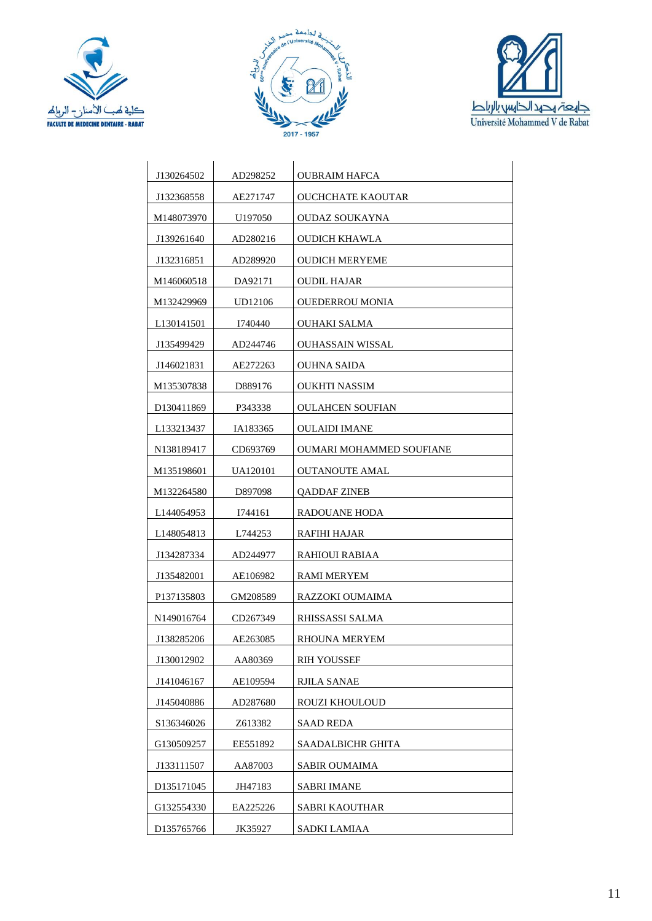| | | |
|---|---|---|
| J130264502 | AD298252 | OUBRAIM HAFCA |
| J132368558 | AE271747 | OUCHCHATE KAOUTAR |
| M148073970 | U197050 | OUDAZ SOUKAYNA |
| J139261640 | AD280216 | OUDICH KHAWLA |
| J132316851 | AD289920 | OUDICH MERYEME |
| M146060518 | DA92171 | OUDIL HAJAR |
| M132429969 | UD12106 | OUEDERROU MONIA |
| L130141501 | I740440 | OUHAKI SALMA |
| J135499429 | AD244746 | OUHASSAIN WISSAL |
| J146021831 | AE272263 | OUHNA SAIDA |
| M135307838 | D889176 | OUKHTI NASSIM |
| D130411869 | P343338 | OULAHCEN SOUFIAN |
| L133213437 | IA183365 | OULAIDI IMANE |
| N138189417 | CD693769 | OUMARI MOHAMMED SOUFIANE |
| M135198601 | UA120101 | OUTANOUTE AMAL |
| M132264580 | D897098 | QADDAF ZINEB |
| L144054953 | I744161 | RADOUANE HODA |
| L148054813 | L744253 | RAFIHI HAJAR |
| J134287334 | AD244977 | RAHIOUI RABIAA |
| J135482001 | AE106982 | RAMI MERYEM |
| P137135803 | GM208589 | RAZZOKI OUMAIMA |
| N149016764 | CD267349 | RHISSASSI SALMA |
| J138285206 | AE263085 | RHOUNA MERYEM |
| J130012902 | AA80369 | RIH YOUSSEF |
| J141046167 | AE109594 | RJILA SANAE |
| J145040886 | AD287680 | ROUZI KHOULOUD |
| S136346026 | Z613382 | SAAD REDA |
| G130509257 | EE551892 | SAADALBICHR GHITA |
| J133111507 | AA87003 | SABIR OUMAIMA |
| D135171045 | JH47183 | SABRI IMANE |
| G132554330 | EA225226 | SABRI KAOUTHAR |
| D135765766 | JK35927 | SADKI LAMIAA |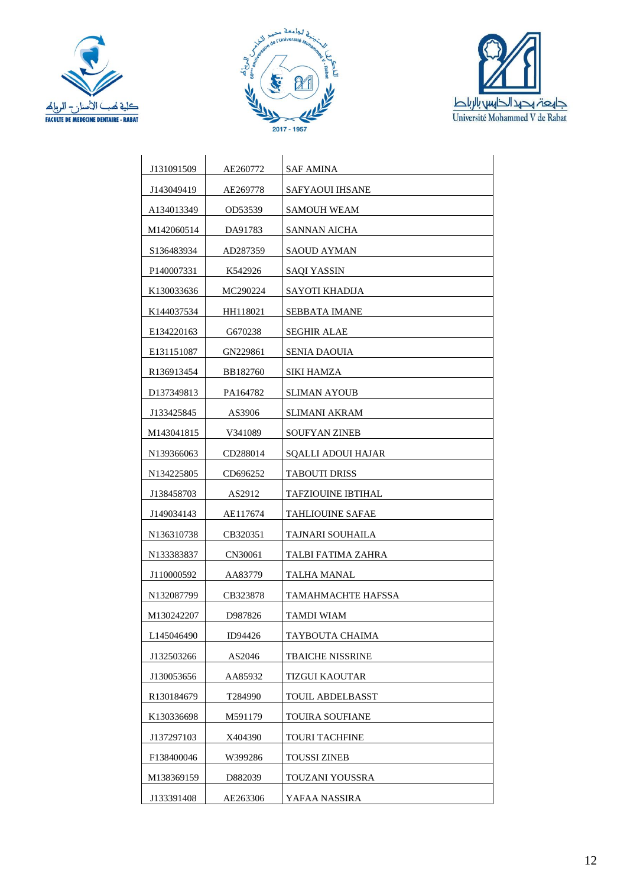| J131091509 | AE260772 | SAF AMINA |
|---|---|---|
| J143049419 | AE269778 | SAFYAOUI IHSANE |
| A134013349 | OD53539 | SAMOUH WEAM |
| M142060514 | DA91783 | SANNAN AICHA |
| S136483934 | AD287359 | SAOUD AYMAN |
| P140007331 | K542926 | SAQI YASSIN |
| K130033636 | MC290224 | SAYOTI KHADIJA |
| K144037534 | HH118021 | SEBBATA IMANE |
| E134220163 | G670238 | SEGHIR ALAE |
| E131151087 | GN229861 | SENIA DAOUIA |
| R136913454 | BB182760 | SIKI HAMZA |
| D137349813 | PA164782 | SLIMAN AYOUB |
| J133425845 | AS3906 | SLIMANI AKRAM |
| M143041815 | V341089 | SOUFYAN ZINEB |
| N139366063 | CD288014 | SQALLI ADOUI HAJAR |
| N134225805 | CD696252 | TABOUTI DRISS |
| J138458703 | AS2912 | TAFZIOUINE IBTIHAL |
| J149034143 | AE117674 | TAHLIOUINE SAFAE |
| N136310738 | CB320351 | TAJNARI SOUHAILA |
| N133383837 | CN30061 | TALBI FATIMA ZAHRA |
| J110000592 | AA83779 | TALHA MANAL |
| N132087799 | CB323878 | TAMAHMACHTE HAFSSA |
| M130242207 | D987826 | TAMDI WIAM |
| L145046490 | ID94426 | TAYBOUTA CHAIMA |
| J132503266 | AS2046 | TBAICHE NISSRINE |
| J130053656 | AA85932 | TIZGUI KAOUTAR |
| R130184679 | T284990 | TOUIL ABDELBASST |
| K130336698 | M591179 | TOUIRA SOUFIANE |
| J137297103 | X404390 | TOURI TACHFINE |
| F138400046 | W399286 | TOUSSI ZINEB |
| M138369159 | D882039 | TOUZANI YOUSSRA |
| J133391408 | AE263306 | YAFAA NASSIRA |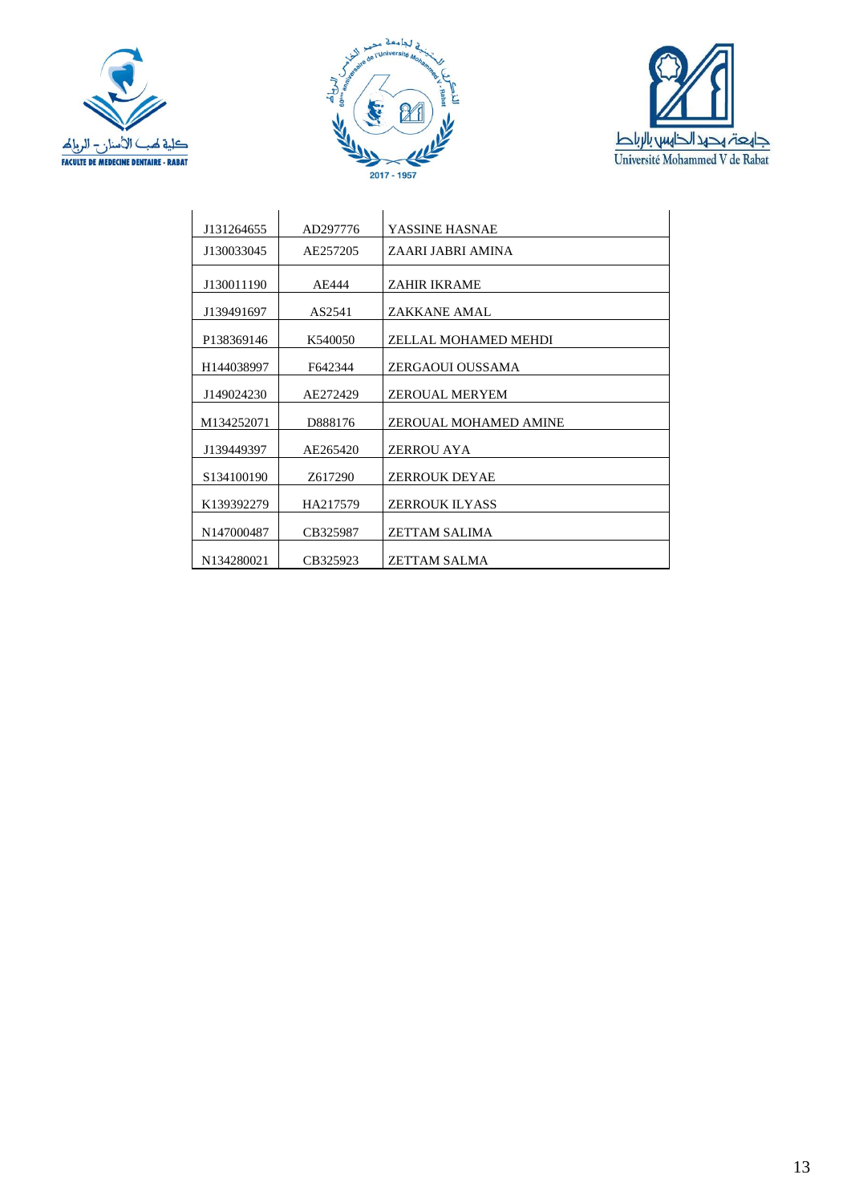| | | |
|---|---|---|
| J131264655 | AD297776 | YASSINE HASNAE |
| J130033045 | AE257205 | ZAARI JABRI AMINA |
| J130011190 | AE444 | ZAHIR IKRAME |
| J139491697 | AS2541 | ZAKKANE AMAL |
| P138369146 | K540050 | ZELLAL MOHAMED MEHDI |
| H144038997 | F642344 | ZERGAOUI OUSSAMA |
| J149024230 | AE272429 | ZEROUAL MERYEM |
| M134252071 | D888176 | ZEROUAL MOHAMED AMINE |
| J139449397 | AE265420 | ZERROU AYA |
| S134100190 | Z617290 | ZERROUK DEYAE |
| K139392279 | HA217579 | ZERROUK ILYASS |
| N147000487 | CB325987 | ZETTAM SALIMA |
| N134280021 | CB325923 | ZETTAM SALMA |